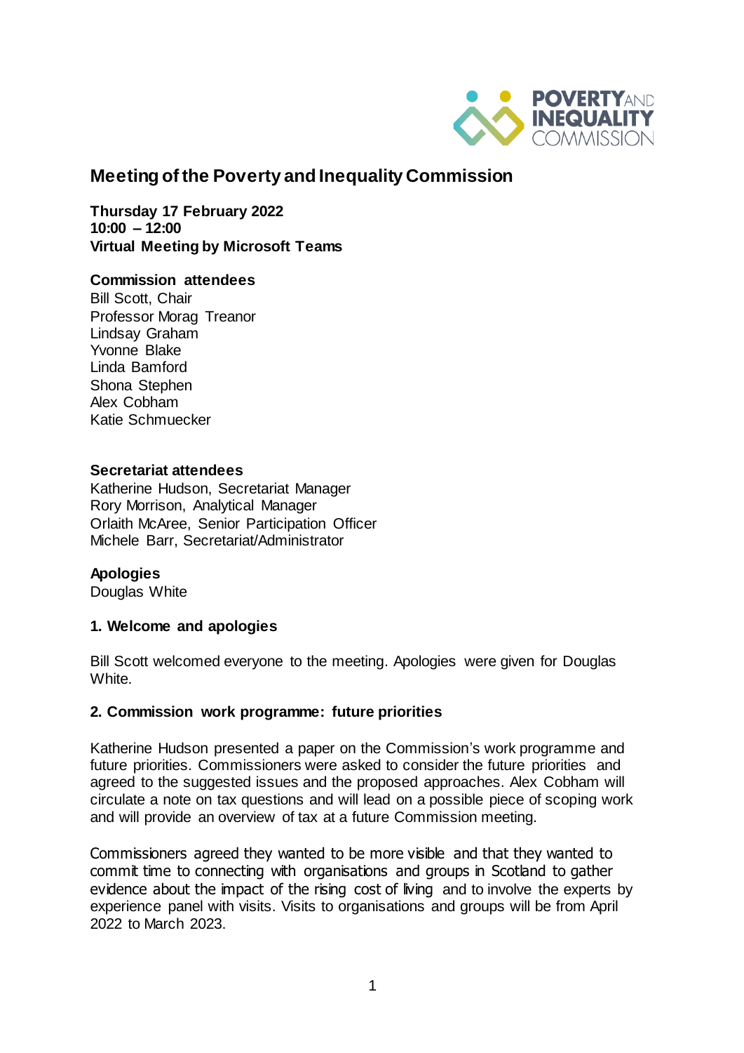# Meeting of the Poverty and Inequality Commission

**Thursday 17 February 2022**
**10:00 – 12:00**
**Virtual Meeting by Microsoft Teams**

**Commission attendees**
Bill Scott, Chair
Professor Morag Treanor
Lindsay Graham
Yvonne Blake
Linda Bamford
Shona Stephen
Alex Cobham
Katie Schmuecker

**Secretariat attendees**
Katherine Hudson, Secretariat Manager
Rory Morrison, Analytical Manager
Orlaith McAree, Senior Participation Officer
Michele Barr, Secretariat/Administrator

**Apologies**
Douglas White

### 1. Welcome and apologies

Bill Scott welcomed everyone to the meeting. Apologies were given for Douglas White.

### 2. Commission work programme: future priorities

Katherine Hudson presented a paper on the Commission's work programme and future priorities. Commissioners were asked to consider the future priorities and agreed to the suggested issues and the proposed approaches. Alex Cobham will circulate a note on tax questions and will lead on a possible piece of scoping work and will provide an overview of tax at a future Commission meeting.

Commissioners agreed they wanted to be more visible and that they wanted to commit time to connecting with organisations and groups in Scotland to gather evidence about the impact of the rising cost of living and to involve the experts by experience panel with visits. Visits to organisations and groups will be from April 2022 to March 2023.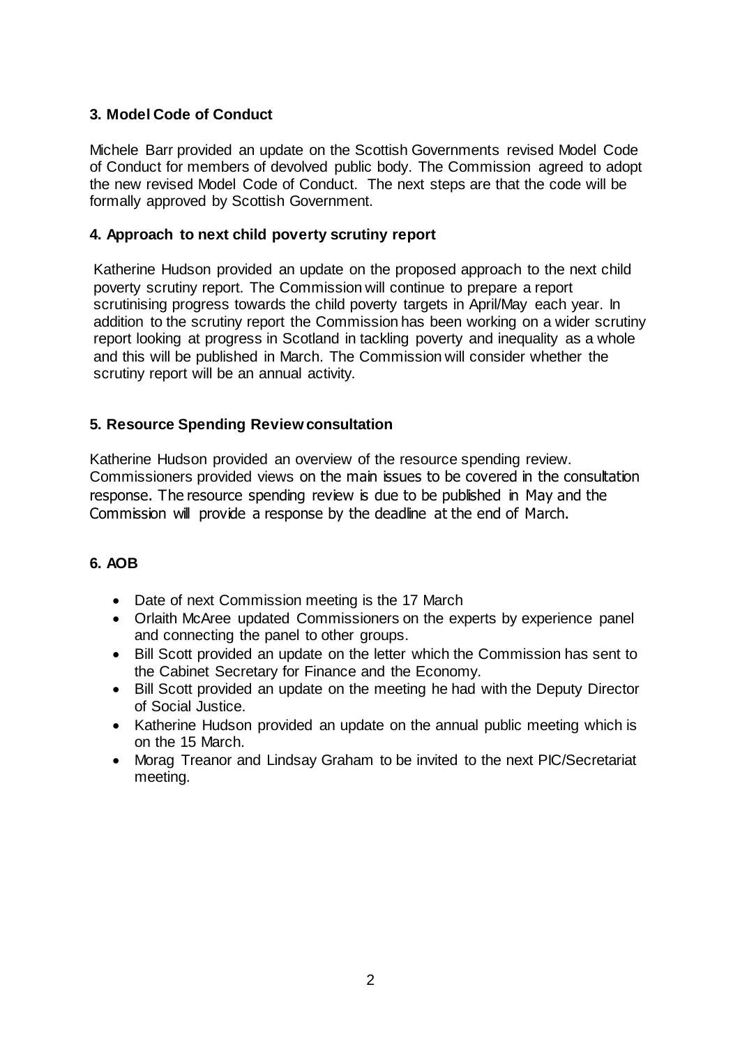## 3. Model Code of Conduct

Michele Barr provided an update on the Scottish Governments revised Model Code of Conduct for members of devolved public body. The Commission agreed to adopt the new revised Model Code of Conduct. The next steps are that the code will be formally approved by Scottish Government.

## 4. Approach to next child poverty scrutiny report

Katherine Hudson provided an update on the proposed approach to the next child poverty scrutiny report. The Commission will continue to prepare a report scrutinising progress towards the child poverty targets in April/May each year. In addition to the scrutiny report the Commission has been working on a wider scrutiny report looking at progress in Scotland in tackling poverty and inequality as a whole and this will be published in March. The Commission will consider whether the scrutiny report will be an annual activity.

## 5. Resource Spending Review consultation

Katherine Hudson provided an overview of the resource spending review. Commissioners provided views on the main issues to be covered in the consultation response. The resource spending review is due to be published in May and the Commission will provide a response by the deadline at the end of March.

## 6. AOB

- Date of next Commission meeting is the 17 March
- Orlaith McAree updated Commissioners on the experts by experience panel and connecting the panel to other groups.
- Bill Scott provided an update on the letter which the Commission has sent to the Cabinet Secretary for Finance and the Economy.
- Bill Scott provided an update on the meeting he had with the Deputy Director of Social Justice.
- Katherine Hudson provided an update on the annual public meeting which is on the 15 March.
- Morag Treanor and Lindsay Graham to be invited to the next PIC/Secretariat meeting.